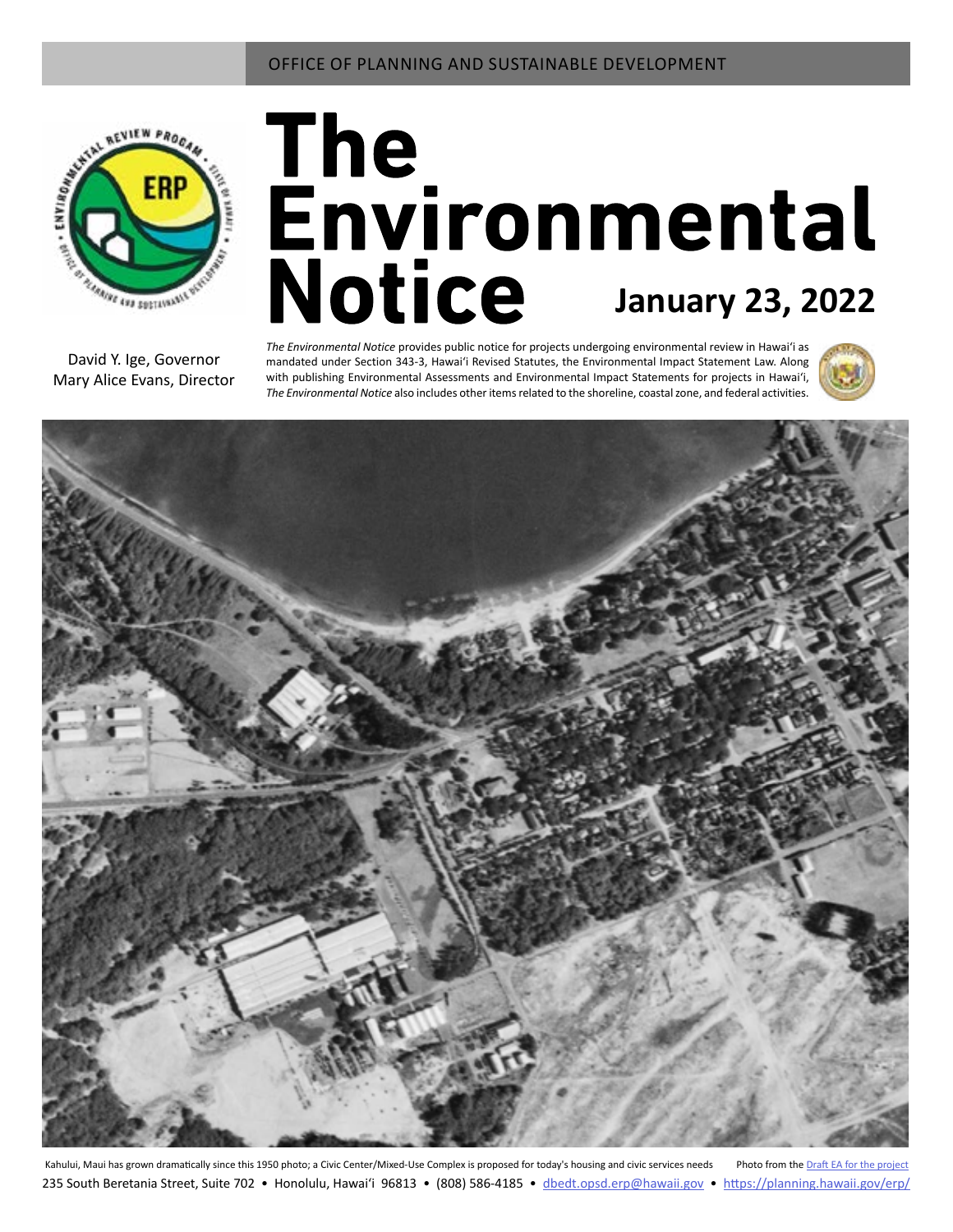OFFICE OF PLANNING AND SUSTAINABLE DEVELOPMENT

# The Environmental Notice

**January 23, 2022**

David Y. Ige, Governor
Mary Alice Evans, Director

*The Environmental Notice* provides public notice for projects undergoing environmental review in Hawaiʻi as mandated under Section 343-3, Hawaiʻi Revised Statutes, the Environmental Impact Statement Law. Along with publishing Environmental Assessments and Environmental Impact Statements for projects in Hawaiʻi, *The Environmental Notice* also includes other items related to the shoreline, coastal zone, and federal activities.

Kahului, Maui has grown dramatically since this 1950 photo; a Civic Center/Mixed-Use Complex is proposed for today's housing and civic services needs Photo from the [Draft EA for the project]

235 South Beretania Street, Suite 702 • Honolulu, Hawaiʻi 96813 • (808) 586-4185 • dbedt.opsd.erp@hawaii.gov • https://planning.hawaii.gov/erp/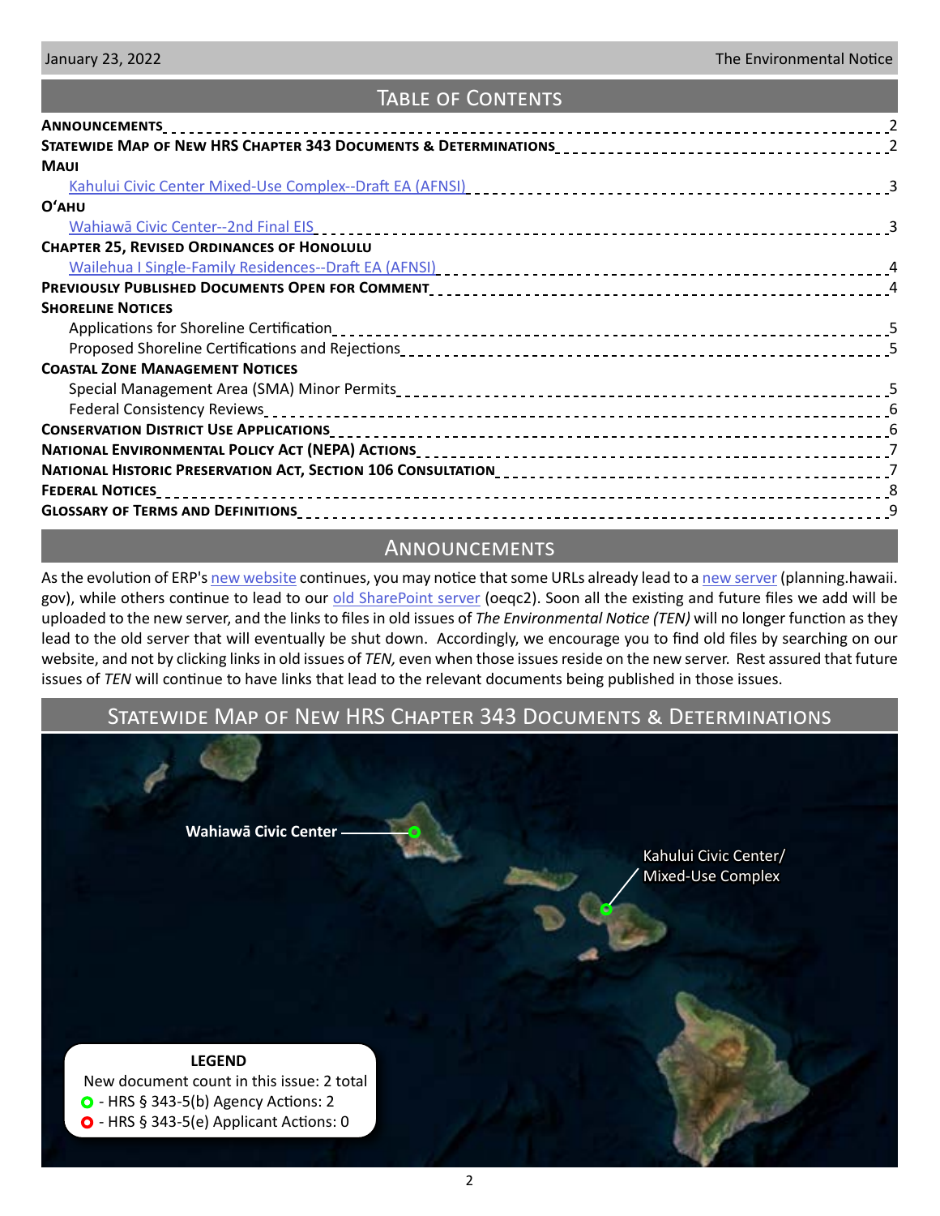## Table of Contents

| | |
|---|---|
| **Announcements** | 2 |
| **Statewide Map of New HRS Chapter 343 Documents & Determinations** | 2 |
| **Maui** | |
| Kahului Civic Center Mixed-Use Complex--Draft EA (AFNSI) | 3 |
| **O'ahu** | |
| Wahiawā Civic Center--2nd Final EIS | 3 |
| **Chapter 25, Revised Ordinances of Honolulu** | |
| Wailehua I Single-Family Residences--Draft EA (AFNSI) | 4 |
| **Previously Published Documents Open for Comment** | 4 |
| **Shoreline Notices** | |
| Applications for Shoreline Certification | 5 |
| Proposed Shoreline Certifications and Rejections | 5 |
| **Coastal Zone Management Notices** | |
| Special Management Area (SMA) Minor Permits | 5 |
| Federal Consistency Reviews | 6 |
| **Conservation District Use Applications** | 6 |
| **National Environmental Policy Act (NEPA) Actions** | 7 |
| **National Historic Preservation Act, Section 106 Consultation** | 7 |
| **Federal Notices** | 8 |
| **Glossary of Terms and Definitions** | 9 |

## Announcements

As the evolution of ERP's new website continues, you may notice that some URLs already lead to a new server (planning.hawaii.gov), while others continue to lead to our old SharePoint server (oeqc2). Soon all the existing and future files we add will be uploaded to the new server, and the links to files in old issues of *The Environmental Notice (TEN)* will no longer function as they lead to the old server that will eventually be shut down. Accordingly, we encourage you to find old files by searching on our website, and not by clicking links in old issues of *TEN,* even when those issues reside on the new server. Rest assured that future issues of *TEN* will continue to have links that lead to the relevant documents being published in those issues.

## Statewide Map of New HRS Chapter 343 Documents & Determinations

**Wahiawā Civic Center**

Kahului Civic Center/ Mixed-Use Complex

**LEGEND**

New document count in this issue: 2 total

- HRS § 343-5(b) Agency Actions: 2
- HRS § 343-5(e) Applicant Actions: 0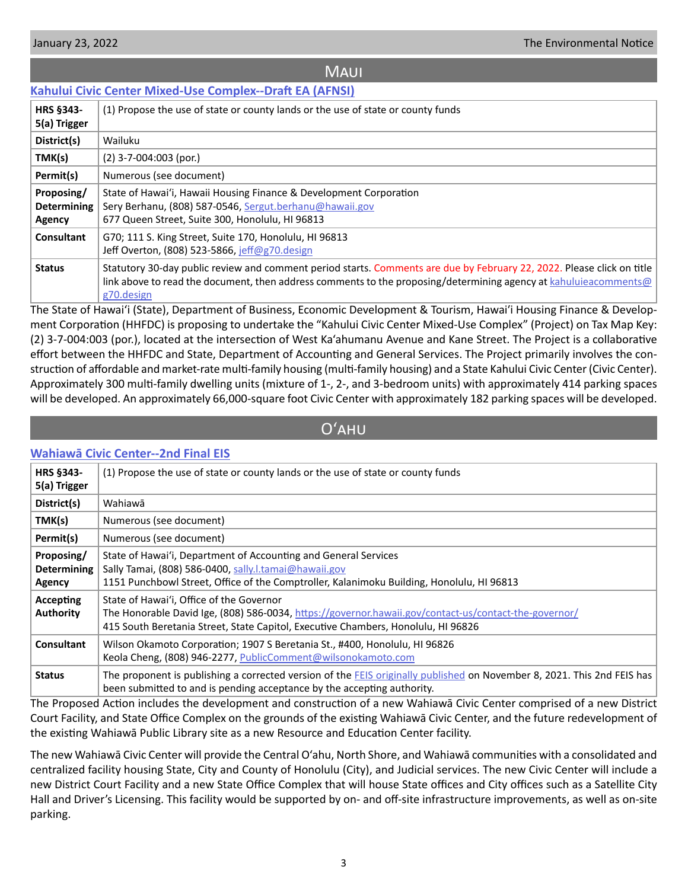## Maui

### Kahului Civic Center Mixed-Use Complex--Draft EA (AFNSI)

| | |
|---|---|
| **HRS §343-5(a) Trigger** | (1) Propose the use of state or county lands or the use of state or county funds |
| **District(s)** | Wailuku |
| **TMK(s)** | (2) 3-7-004:003 (por.) |
| **Permit(s)** | Numerous (see document) |
| **Proposing/ Determining Agency** | State of Hawaiʻi, Hawaii Housing Finance & Development Corporation<br>Sery Berhanu, (808) 587-0546, Sergut.berhanu@hawaii.gov<br>677 Queen Street, Suite 300, Honolulu, HI 96813 |
| **Consultant** | G70; 111 S. King Street, Suite 170, Honolulu, HI 96813<br>Jeff Overton, (808) 523-5866, jeff@g70.design |
| **Status** | Statutory 30-day public review and comment period starts. Comments are due by February 22, 2022. Please click on title link above to read the document, then address comments to the proposing/determining agency at kahuluieacomments@g70.design |

The State of Hawaiʻi (State), Department of Business, Economic Development & Tourism, Hawaiʻi Housing Finance & Development Corporation (HHFDC) is proposing to undertake the "Kahului Civic Center Mixed-Use Complex" (Project) on Tax Map Key: (2) 3-7-004:003 (por.), located at the intersection of West Kaʻahumanu Avenue and Kane Street. The Project is a collaborative effort between the HHFDC and State, Department of Accounting and General Services. The Project primarily involves the construction of affordable and market-rate multi-family housing (multi-family housing) and a State Kahului Civic Center (Civic Center). Approximately 300 multi-family dwelling units (mixture of 1-, 2-, and 3-bedroom units) with approximately 414 parking spaces will be developed. An approximately 66,000-square foot Civic Center with approximately 182 parking spaces will be developed.

## Oʻahu

### Wahiawā Civic Center--2nd Final EIS

| | |
|---|---|
| **HRS §343-5(a) Trigger** | (1) Propose the use of state or county lands or the use of state or county funds |
| **District(s)** | Wahiawā |
| **TMK(s)** | Numerous (see document) |
| **Permit(s)** | Numerous (see document) |
| **Proposing/ Determining Agency** | State of Hawaiʻi, Department of Accounting and General Services<br>Sally Tamai, (808) 586-0400, sally.l.tamai@hawaii.gov<br>1151 Punchbowl Street, Office of the Comptroller, Kalanimoku Building, Honolulu, HI 96813 |
| **Accepting Authority** | State of Hawaiʻi, Office of the Governor<br>The Honorable David Ige, (808) 586-0034, https://governor.hawaii.gov/contact-us/contact-the-governor/<br>415 South Beretania Street, State Capitol, Executive Chambers, Honolulu, HI 96826 |
| **Consultant** | Wilson Okamoto Corporation; 1907 S Beretania St., #400, Honolulu, HI 96826<br>Keola Cheng, (808) 946-2277, PublicComment@wilsonokamoto.com |
| **Status** | The proponent is publishing a corrected version of the FEIS originally published on November 8, 2021. This 2nd FEIS has been submitted to and is pending acceptance by the accepting authority. |

The Proposed Action includes the development and construction of a new Wahiawā Civic Center comprised of a new District Court Facility, and State Office Complex on the grounds of the existing Wahiawā Civic Center, and the future redevelopment of the existing Wahiawā Public Library site as a new Resource and Education Center facility.

The new Wahiawā Civic Center will provide the Central Oʻahu, North Shore, and Wahiawā communities with a consolidated and centralized facility housing State, City and County of Honolulu (City), and Judicial services. The new Civic Center will include a new District Court Facility and a new State Office Complex that will house State offices and City offices such as a Satellite City Hall and Driver's Licensing. This facility would be supported by on- and off-site infrastructure improvements, as well as on-site parking.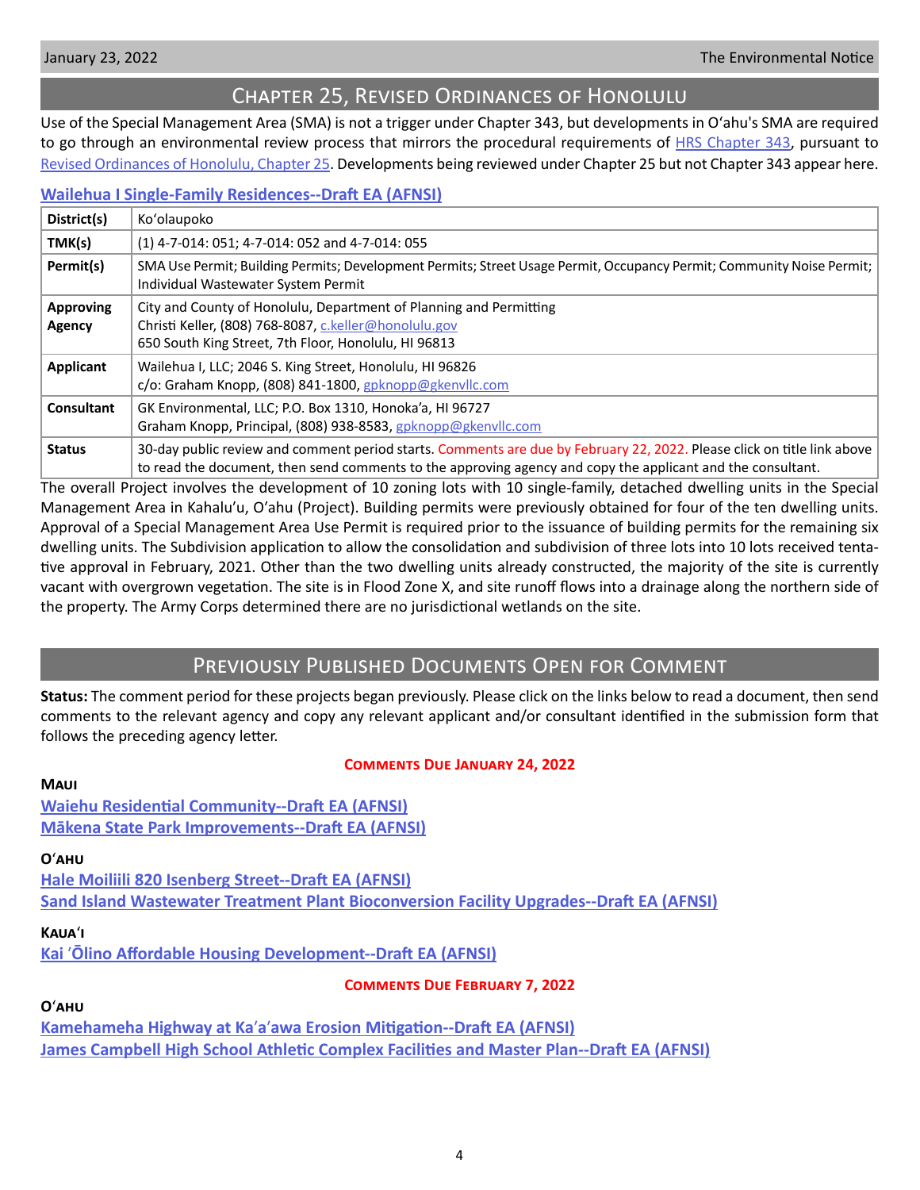## Chapter 25, Revised Ordinances of Honolulu

Use of the Special Management Area (SMA) is not a trigger under Chapter 343, but developments in Oʻahu's SMA are required to go through an environmental review process that mirrors the procedural requirements of HRS Chapter 343, pursuant to Revised Ordinances of Honolulu, Chapter 25. Developments being reviewed under Chapter 25 but not Chapter 343 appear here.

### Wailehua I Single-Family Residences--Draft EA (AFNSI)

| | |
|---|---|
| **District(s)** | Koʻolaupoko |
| **TMK(s)** | (1) 4-7-014: 051; 4-7-014: 052 and 4-7-014: 055 |
| **Permit(s)** | SMA Use Permit; Building Permits; Development Permits; Street Usage Permit, Occupancy Permit; Community Noise Permit; Individual Wastewater System Permit |
| **Approving Agency** | City and County of Honolulu, Department of Planning and Permitting<br>Christi Keller, (808) 768-8087, c.keller@honolulu.gov<br>650 South King Street, 7th Floor, Honolulu, HI 96813 |
| **Applicant** | Wailehua I, LLC; 2046 S. King Street, Honolulu, HI 96826<br>c/o: Graham Knopp, (808) 841-1800, gpknopp@gkenvllc.com |
| **Consultant** | GK Environmental, LLC; P.O. Box 1310, Honokaʻa, HI 96727<br>Graham Knopp, Principal, (808) 938-8583, gpknopp@gkenvllc.com |
| **Status** | 30-day public review and comment period starts. Comments are due by February 22, 2022. Please click on title link above to read the document, then send comments to the approving agency and copy the applicant and the consultant. |

The overall Project involves the development of 10 zoning lots with 10 single-family, detached dwelling units in the Special Management Area in Kahaluʻu, Oʻahu (Project). Building permits were previously obtained for four of the ten dwelling units. Approval of a Special Management Area Use Permit is required prior to the issuance of building permits for the remaining six dwelling units. The Subdivision application to allow the consolidation and subdivision of three lots into 10 lots received tentative approval in February, 2021. Other than the two dwelling units already constructed, the majority of the site is currently vacant with overgrown vegetation. The site is in Flood Zone X, and site runoff flows into a drainage along the northern side of the property. The Army Corps determined there are no jurisdictional wetlands on the site.

## Previously Published Documents Open for Comment

**Status:** The comment period for these projects began previously. Please click on the links below to read a document, then send comments to the relevant agency and copy any relevant applicant and/or consultant identified in the submission form that follows the preceding agency letter.

### Comments Due January 24, 2022

**Maui**

Waiehu Residential Community--Draft EA (AFNSI)
Mākena State Park Improvements--Draft EA (AFNSI)

**Oʻahu**

Hale Moiliili 820 Isenberg Street--Draft EA (AFNSI)
Sand Island Wastewater Treatment Plant Bioconversion Facility Upgrades--Draft EA (AFNSI)

**Kauaʻi**

Kai ʻŌlino Affordable Housing Development--Draft EA (AFNSI)

### Comments Due February 7, 2022

**Oʻahu**

Kamehameha Highway at Kaʻaʻawa Erosion Mitigation--Draft EA (AFNSI)
James Campbell High School Athletic Complex Facilities and Master Plan--Draft EA (AFNSI)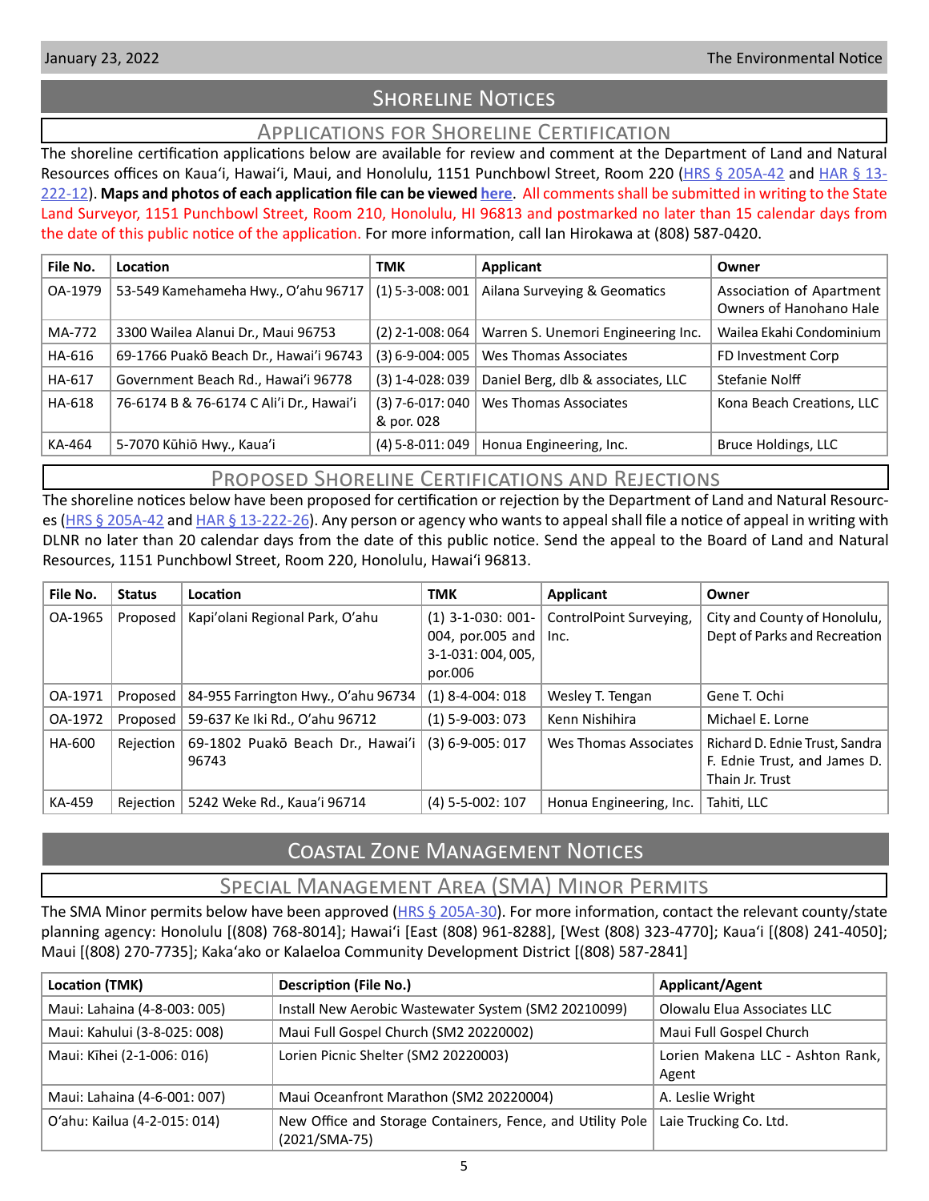# Shoreline Notices

## Applications for Shoreline Certification

The shoreline certification applications below are available for review and comment at the Department of Land and Natural Resources offices on Kaua'i, Hawai'i, Maui, and Honolulu, 1151 Punchbowl Street, Room 220 (HRS § 205A-42 and HAR § 13-222-12). **Maps and photos of each application file can be viewed here**. All comments shall be submitted in writing to the State Land Surveyor, 1151 Punchbowl Street, Room 210, Honolulu, HI 96813 and postmarked no later than 15 calendar days from the date of this public notice of the application. For more information, call Ian Hirokawa at (808) 587-0420.

| File No. | Location | TMK | Applicant | Owner |
|---|---|---|---|---|
| OA-1979 | 53-549 Kamehameha Hwy., O'ahu 96717 | (1) 5-3-008: 001 | Ailana Surveying & Geomatics | Association of Apartment Owners of Hanohano Hale |
| MA-772 | 3300 Wailea Alanui Dr., Maui 96753 | (2) 2-1-008: 064 | Warren S. Unemori Engineering Inc. | Wailea Ekahi Condominium |
| HA-616 | 69-1766 Puakō Beach Dr., Hawai'i 96743 | (3) 6-9-004: 005 | Wes Thomas Associates | FD Investment Corp |
| HA-617 | Government Beach Rd., Hawai'i 96778 | (3) 1-4-028: 039 | Daniel Berg, dlb & associates, LLC | Stefanie Nolff |
| HA-618 | 76-6174 B & 76-6174 C Ali'i Dr., Hawai'i | (3) 7-6-017: 040 & por. 028 | Wes Thomas Associates | Kona Beach Creations, LLC |
| KA-464 | 5-7070 Kūhiō Hwy., Kaua'i | (4) 5-8-011: 049 | Honua Engineering, Inc. | Bruce Holdings, LLC |

## Proposed Shoreline Certifications and Rejections

The shoreline notices below have been proposed for certification or rejection by the Department of Land and Natural Resources (HRS § 205A-42 and HAR § 13-222-26). Any person or agency who wants to appeal shall file a notice of appeal in writing with DLNR no later than 20 calendar days from the date of this public notice. Send the appeal to the Board of Land and Natural Resources, 1151 Punchbowl Street, Room 220, Honolulu, Hawai'i 96813.

| File No. | Status | Location | TMK | Applicant | Owner |
|---|---|---|---|---|---|
| OA-1965 | Proposed | Kapi'olani Regional Park, O'ahu | (1) 3-1-030: 001-004, por.005 and 3-1-031: 004, 005, por.006 | ControlPoint Surveying, Inc. | City and County of Honolulu, Dept of Parks and Recreation |
| OA-1971 | Proposed | 84-955 Farrington Hwy., O'ahu 96734 | (1) 8-4-004: 018 | Wesley T. Tengan | Gene T. Ochi |
| OA-1972 | Proposed | 59-637 Ke Iki Rd., O'ahu 96712 | (1) 5-9-003: 073 | Kenn Nishihira | Michael E. Lorne |
| HA-600 | Rejection | 69-1802 Puakō Beach Dr., Hawai'i 96743 | (3) 6-9-005: 017 | Wes Thomas Associates | Richard D. Ednie Trust, Sandra F. Ednie Trust, and James D. Thain Jr. Trust |
| KA-459 | Rejection | 5242 Weke Rd., Kaua'i 96714 | (4) 5-5-002: 107 | Honua Engineering, Inc. | Tahiti, LLC |

# Coastal Zone Management Notices

## Special Management Area (SMA) Minor Permits

The SMA Minor permits below have been approved (HRS § 205A-30). For more information, contact the relevant county/state planning agency: Honolulu [(808) 768-8014]; Hawai'i [East (808) 961-8288], [West (808) 323-4770]; Kaua'i [(808) 241-4050]; Maui [(808) 270-7735]; Kaka'ako or Kalaeloa Community Development District [(808) 587-2841]

| Location (TMK) | Description (File No.) | Applicant/Agent |
|---|---|---|
| Maui: Lahaina (4-8-003: 005) | Install New Aerobic Wastewater System (SM2 20210099) | Olowalu Elua Associates LLC |
| Maui: Kahului (3-8-025: 008) | Maui Full Gospel Church (SM2 20220002) | Maui Full Gospel Church |
| Maui: Kīhei (2-1-006: 016) | Lorien Picnic Shelter (SM2 20220003) | Lorien Makena LLC - Ashton Rank, Agent |
| Maui: Lahaina (4-6-001: 007) | Maui Oceanfront Marathon (SM2 20220004) | A. Leslie Wright |
| O'ahu: Kailua (4-2-015: 014) | New Office and Storage Containers, Fence, and Utility Pole (2021/SMA-75) | Laie Trucking Co. Ltd. |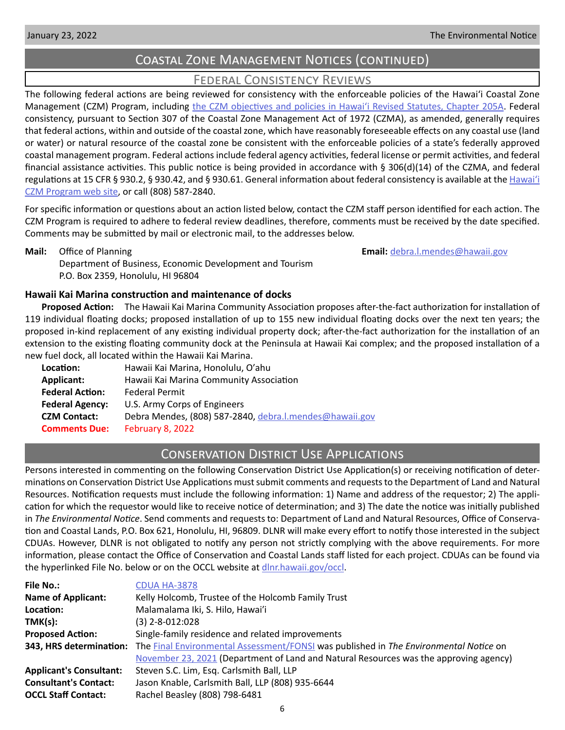## Coastal Zone Management Notices (continued)

### Federal Consistency Reviews

The following federal actions are being reviewed for consistency with the enforceable policies of the Hawaiʻi Coastal Zone Management (CZM) Program, including the CZM objectives and policies in Hawaiʻi Revised Statutes, Chapter 205A. Federal consistency, pursuant to Section 307 of the Coastal Zone Management Act of 1972 (CZMA), as amended, generally requires that federal actions, within and outside of the coastal zone, which have reasonably foreseeable effects on any coastal use (land or water) or natural resource of the coastal zone be consistent with the enforceable policies of a state's federally approved coastal management program. Federal actions include federal agency activities, federal license or permit activities, and federal financial assistance activities. This public notice is being provided in accordance with § 306(d)(14) of the CZMA, and federal regulations at 15 CFR § 930.2, § 930.42, and § 930.61. General information about federal consistency is available at the Hawaiʻi CZM Program web site, or call (808) 587-2840.

For specific information or questions about an action listed below, contact the CZM staff person identified for each action. The CZM Program is required to adhere to federal review deadlines, therefore, comments must be received by the date specified. Comments may be submitted by mail or electronic mail, to the addresses below.

**Mail:** Office of Planning
Department of Business, Economic Development and Tourism
P.O. Box 2359, Honolulu, HI 96804

**Email:** debra.l.mendes@hawaii.gov

#### Hawaii Kai Marina construction and maintenance of docks

**Proposed Action:** The Hawaii Kai Marina Community Association proposes after-the-fact authorization for installation of 119 individual floating docks; proposed installation of up to 155 new individual floating docks over the next ten years; the proposed in-kind replacement of any existing individual property dock; after-the-fact authorization for the installation of an extension to the existing floating community dock at the Peninsula at Hawaii Kai complex; and the proposed installation of a new fuel dock, all located within the Hawaii Kai Marina.

**Location:** Hawaii Kai Marina, Honolulu, Oʻahu
**Applicant:** Hawaii Kai Marina Community Association
**Federal Action:** Federal Permit
**Federal Agency:** U.S. Army Corps of Engineers
**CZM Contact:** Debra Mendes, (808) 587-2840, debra.l.mendes@hawaii.gov
**Comments Due:** February 8, 2022

## Conservation District Use Applications

Persons interested in commenting on the following Conservation District Use Application(s) or receiving notification of determinations on Conservation District Use Applications must submit comments and requests to the Department of Land and Natural Resources. Notification requests must include the following information: 1) Name and address of the requestor; 2) The application for which the requestor would like to receive notice of determination; and 3) The date the notice was initially published in *The Environmental Notice*. Send comments and requests to: Department of Land and Natural Resources, Office of Conservation and Coastal Lands, P.O. Box 621, Honolulu, HI, 96809. DLNR will make every effort to notify those interested in the subject CDUAs. However, DLNR is not obligated to notify any person not strictly complying with the above requirements. For more information, please contact the Office of Conservation and Coastal Lands staff listed for each project. CDUAs can be found via the hyperlinked File No. below or on the OCCL website at dlnr.hawaii.gov/occl.

**File No.:** CDUA HA-3878
**Name of Applicant:** Kelly Holcomb, Trustee of the Holcomb Family Trust
**Location:** Malamalama Iki, S. Hilo, Hawaiʻi
**TMK(s):** (3) 2-8-012:028
**Proposed Action:** Single-family residence and related improvements
**343, HRS determination:** The Final Environmental Assessment/FONSI was published in *The Environmental Notice* on November 23, 2021 (Department of Land and Natural Resources was the approving agency)
**Applicant's Consultant:** Steven S.C. Lim, Esq. Carlsmith Ball, LLP
**Consultant's Contact:** Jason Knable, Carlsmith Ball, LLP (808) 935-6644
**OCCL Staff Contact:** Rachel Beasley (808) 798-6481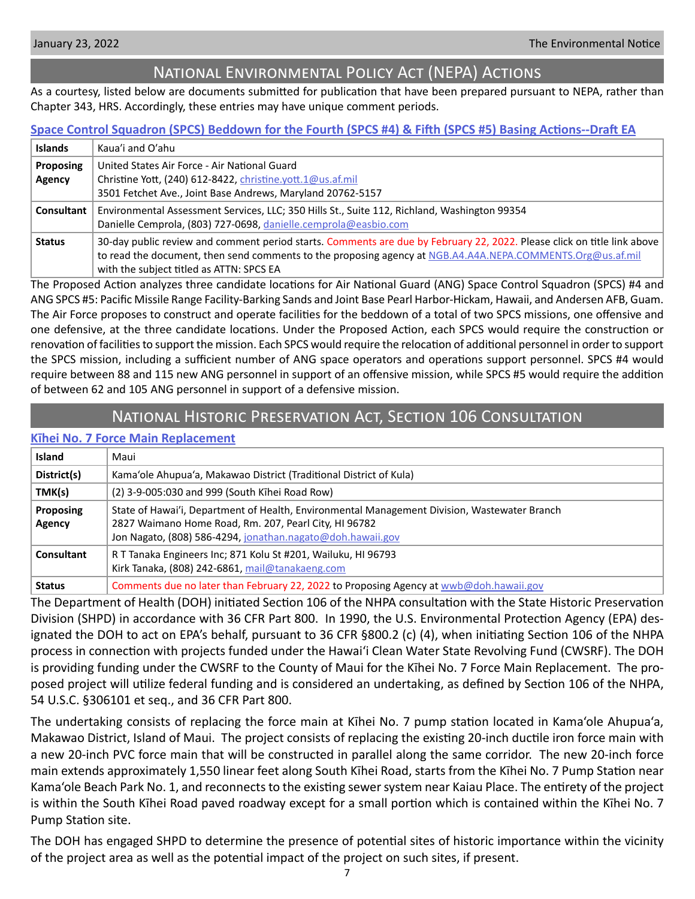## National Environmental Policy Act (NEPA) Actions

As a courtesy, listed below are documents submitted for publication that have been prepared pursuant to NEPA, rather than Chapter 343, HRS. Accordingly, these entries may have unique comment periods.

### Space Control Squadron (SPCS) Beddown for the Fourth (SPCS #4) & Fifth (SPCS #5) Basing Actions--Draft EA

| **Islands** | Kaua'i and O'ahu |
|---|---|
| **Proposing Agency** | United States Air Force - Air National Guard<br>Christine Yott, (240) 612-8422, christine.yott.1@us.af.mil<br>3501 Fetchet Ave., Joint Base Andrews, Maryland 20762-5157 |
| **Consultant** | Environmental Assessment Services, LLC; 350 Hills St., Suite 112, Richland, Washington 99354<br>Danielle Cemprola, (803) 727-0698, danielle.cemprola@easbio.com |
| **Status** | 30-day public review and comment period starts. Comments are due by February 22, 2022. Please click on title link above to read the document, then send comments to the proposing agency at NGB.A4.A4A.NEPA.COMMENTS.Org@us.af.mil with the subject titled as ATTN: SPCS EA |

The Proposed Action analyzes three candidate locations for Air National Guard (ANG) Space Control Squadron (SPCS) #4 and ANG SPCS #5: Pacific Missile Range Facility-Barking Sands and Joint Base Pearl Harbor-Hickam, Hawaii, and Andersen AFB, Guam. The Air Force proposes to construct and operate facilities for the beddown of a total of two SPCS missions, one offensive and one defensive, at the three candidate locations. Under the Proposed Action, each SPCS would require the construction or renovation of facilities to support the mission. Each SPCS would require the relocation of additional personnel in order to support the SPCS mission, including a sufficient number of ANG space operators and operations support personnel. SPCS #4 would require between 88 and 115 new ANG personnel in support of an offensive mission, while SPCS #5 would require the addition of between 62 and 105 ANG personnel in support of a defensive mission.

## National Historic Preservation Act, Section 106 Consultation

### Kīhei No. 7 Force Main Replacement

| **Island** | Maui |
|---|---|
| **District(s)** | Kama'ole Ahupua'a, Makawao District (Traditional District of Kula) |
| **TMK(s)** | (2) 3-9-005:030 and 999 (South Kīhei Road Row) |
| **Proposing Agency** | State of Hawai'i, Department of Health, Environmental Management Division, Wastewater Branch<br>2827 Waimano Home Road, Rm. 207, Pearl City, HI 96782<br>Jon Nagato, (808) 586-4294, jonathan.nagato@doh.hawaii.gov |
| **Consultant** | R T Tanaka Engineers Inc; 871 Kolu St #201, Wailuku, HI 96793<br>Kirk Tanaka, (808) 242-6861, mail@tanakaeng.com |
| **Status** | Comments due no later than February 22, 2022 to Proposing Agency at wwb@doh.hawaii.gov |

The Department of Health (DOH) initiated Section 106 of the NHPA consultation with the State Historic Preservation Division (SHPD) in accordance with 36 CFR Part 800. In 1990, the U.S. Environmental Protection Agency (EPA) designated the DOH to act on EPA's behalf, pursuant to 36 CFR §800.2 (c) (4), when initiating Section 106 of the NHPA process in connection with projects funded under the Hawai'i Clean Water State Revolving Fund (CWSRF). The DOH is providing funding under the CWSRF to the County of Maui for the Kīhei No. 7 Force Main Replacement. The proposed project will utilize federal funding and is considered an undertaking, as defined by Section 106 of the NHPA, 54 U.S.C. §306101 et seq., and 36 CFR Part 800.

The undertaking consists of replacing the force main at Kīhei No. 7 pump station located in Kama'ole Ahupua'a, Makawao District, Island of Maui. The project consists of replacing the existing 20-inch ductile iron force main with a new 20-inch PVC force main that will be constructed in parallel along the same corridor. The new 20-inch force main extends approximately 1,550 linear feet along South Kīhei Road, starts from the Kīhei No. 7 Pump Station near Kama'ole Beach Park No. 1, and reconnects to the existing sewer system near Kaiau Place. The entirety of the project is within the South Kīhei Road paved roadway except for a small portion which is contained within the Kīhei No. 7 Pump Station site.

The DOH has engaged SHPD to determine the presence of potential sites of historic importance within the vicinity of the project area as well as the potential impact of the project on such sites, if present.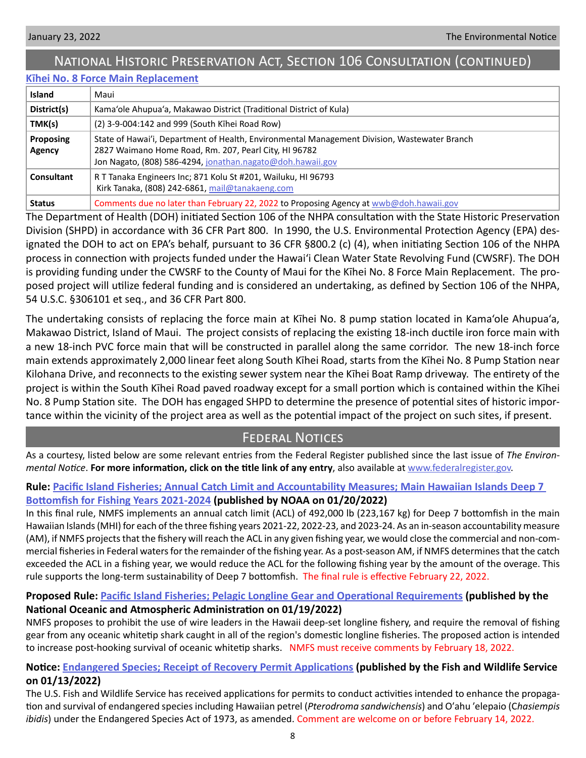## National Historic Preservation Act, Section 106 Consultation (continued)

### Kīhei No. 8 Force Main Replacement

| | |
|---|---|
| **Island** | Maui |
| **District(s)** | Kamaʻole Ahupuaʻa, Makawao District (Traditional District of Kula) |
| **TMK(s)** | (2) 3-9-004:142 and 999 (South Kīhei Road Row) |
| **Proposing Agency** | State of Hawaiʻi, Department of Health, Environmental Management Division, Wastewater Branch<br>2827 Waimano Home Road, Rm. 207, Pearl City, HI 96782<br>Jon Nagato, (808) 586-4294, jonathan.nagato@doh.hawaii.gov |
| **Consultant** | R T Tanaka Engineers Inc; 871 Kolu St #201, Wailuku, HI 96793<br>Kirk Tanaka, (808) 242-6861, mail@tanakaeng.com |
| **Status** | Comments due no later than February 22, 2022 to Proposing Agency at wwb@doh.hawaii.gov |

The Department of Health (DOH) initiated Section 106 of the NHPA consultation with the State Historic Preservation Division (SHPD) in accordance with 36 CFR Part 800. In 1990, the U.S. Environmental Protection Agency (EPA) designated the DOH to act on EPA's behalf, pursuant to 36 CFR §800.2 (c) (4), when initiating Section 106 of the NHPA process in connection with projects funded under the Hawaiʻi Clean Water State Revolving Fund (CWSRF). The DOH is providing funding under the CWSRF to the County of Maui for the Kīhei No. 8 Force Main Replacement. The proposed project will utilize federal funding and is considered an undertaking, as defined by Section 106 of the NHPA, 54 U.S.C. §306101 et seq., and 36 CFR Part 800.

The undertaking consists of replacing the force main at Kīhei No. 8 pump station located in Kamaʻole Ahupuaʻa, Makawao District, Island of Maui. The project consists of replacing the existing 18-inch ductile iron force main with a new 18-inch PVC force main that will be constructed in parallel along the same corridor. The new 18-inch force main extends approximately 2,000 linear feet along South Kīhei Road, starts from the Kīhei No. 8 Pump Station near Kilohana Drive, and reconnects to the existing sewer system near the Kīhei Boat Ramp driveway. The entirety of the project is within the South Kīhei Road paved roadway except for a small portion which is contained within the Kīhei No. 8 Pump Station site. The DOH has engaged SHPD to determine the presence of potential sites of historic importance within the vicinity of the project area as well as the potential impact of the project on such sites, if present.

## Federal Notices

As a courtesy, listed below are some relevant entries from the Federal Register published since the last issue of *The Environmental Notice*. **For more information, click on the title link of any entry**, also available at www.federalregister.gov.

**Rule: Pacific Island Fisheries; Annual Catch Limit and Accountability Measures; Main Hawaiian Islands Deep 7 Bottomfish for Fishing Years 2021-2024 (published by NOAA on 01/20/2022)**

In this final rule, NMFS implements an annual catch limit (ACL) of 492,000 lb (223,167 kg) for Deep 7 bottomfish in the main Hawaiian Islands (MHI) for each of the three fishing years 2021-22, 2022-23, and 2023-24. As an in-season accountability measure (AM), if NMFS projects that the fishery will reach the ACL in any given fishing year, we would close the commercial and non-commercial fisheries in Federal waters for the remainder of the fishing year. As a post-season AM, if NMFS determines that the catch exceeded the ACL in a fishing year, we would reduce the ACL for the following fishing year by the amount of the overage. This rule supports the long-term sustainability of Deep 7 bottomfish. The final rule is effective February 22, 2022.

**Proposed Rule: Pacific Island Fisheries; Pelagic Longline Gear and Operational Requirements (published by the National Oceanic and Atmospheric Administration on 01/19/2022)**

NMFS proposes to prohibit the use of wire leaders in the Hawaii deep-set longline fishery, and require the removal of fishing gear from any oceanic whitetip shark caught in all of the region's domestic longline fisheries. The proposed action is intended to increase post-hooking survival of oceanic whitetip sharks. NMFS must receive comments by February 18, 2022.

**Notice: Endangered Species; Receipt of Recovery Permit Applications (published by the Fish and Wildlife Service on 01/13/2022)**

The U.S. Fish and Wildlife Service has received applications for permits to conduct activities intended to enhance the propagation and survival of endangered species including Hawaiian petrel (*Pterodroma sandwichensis*) and Oʻahu ʻelepaio (*Chasiempis ibidis*) under the Endangered Species Act of 1973, as amended. Comment are welcome on or before February 14, 2022.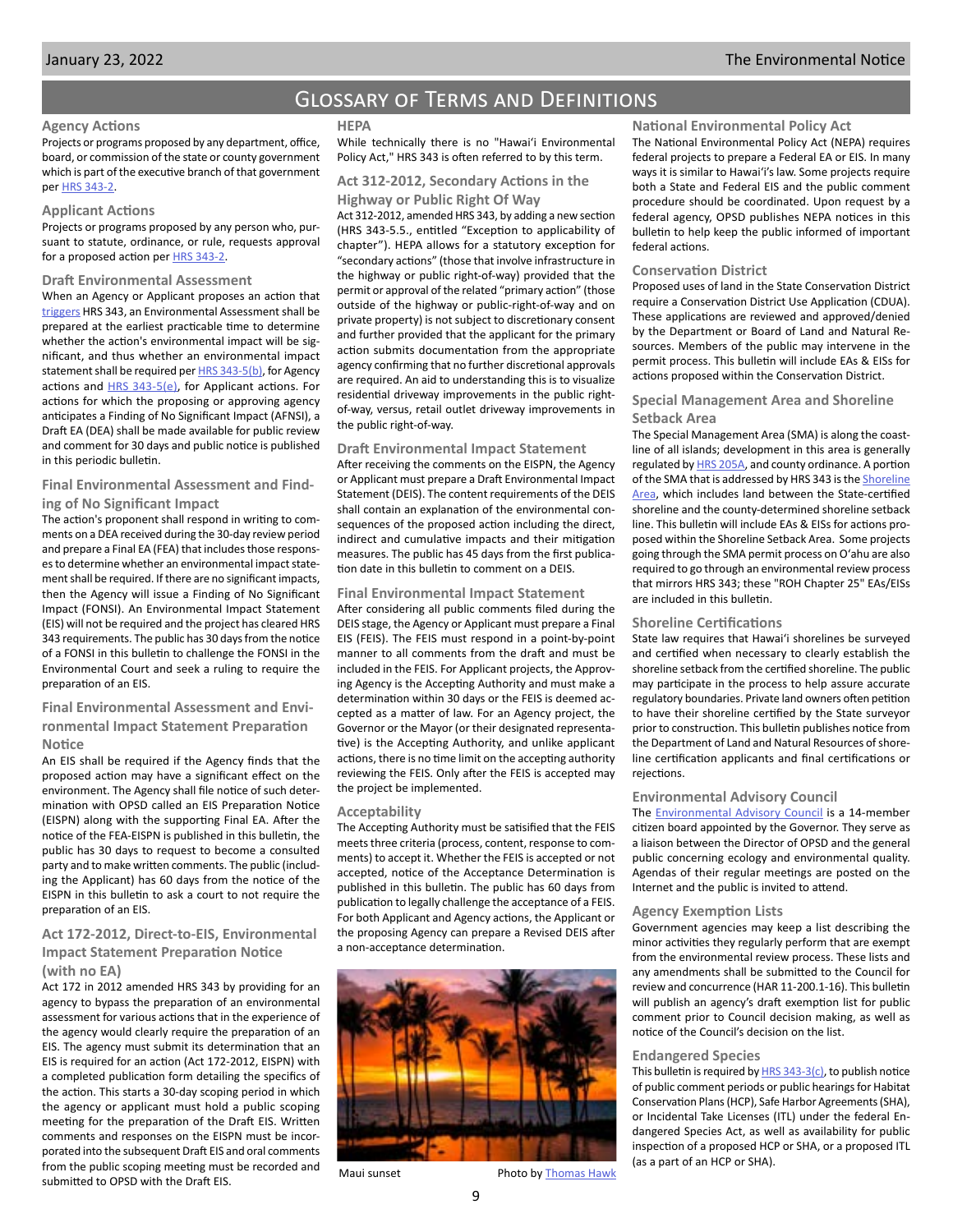# Glossary of Terms and Definitions

## Agency Actions

Projects or programs proposed by any department, office, board, or commission of the state or county government which is part of the executive branch of that government per HRS 343-2.

## Applicant Actions

Projects or programs proposed by any person who, pursuant to statute, ordinance, or rule, requests approval for a proposed action per HRS 343-2.

## Draft Environmental Assessment

When an Agency or Applicant proposes an action that triggers HRS 343, an Environmental Assessment shall be prepared at the earliest practicable time to determine whether the action's environmental impact will be significant, and thus whether an environmental impact statement shall be required per HRS 343-5(b), for Agency actions and HRS 343-5(e), for Applicant actions. For actions for which the proposing or approving agency anticipates a Finding of No Significant Impact (AFNSI), a Draft EA (DEA) shall be made available for public review and comment for 30 days and public notice is published in this periodic bulletin.

## Final Environmental Assessment and Finding of No Significant Impact

The action's proponent shall respond in writing to comments on a DEA received during the 30-day review period and prepare a Final EA (FEA) that includes those responses to determine whether an environmental impact statement shall be required. If there are no significant impacts, then the Agency will issue a Finding of No Significant Impact (FONSI). An Environmental Impact Statement (EIS) will not be required and the project has cleared HRS 343 requirements. The public has 30 days from the notice of a FONSI in this bulletin to challenge the FONSI in the Environmental Court and seek a ruling to require the preparation of an EIS.

## Final Environmental Assessment and Environmental Impact Statement Preparation Notice

An EIS shall be required if the Agency finds that the proposed action may have a significant effect on the environment. The Agency shall file notice of such determination with OPSD called an EIS Preparation Notice (EISPN) along with the supporting Final EA. After the notice of the FEA-EISPN is published in this bulletin, the public has 30 days to request to become a consulted party and to make written comments. The public (including the Applicant) has 60 days from the notice of the EISPN in this bulletin to ask a court to not require the preparation of an EIS.

## Act 172-2012, Direct-to-EIS, Environmental Impact Statement Preparation Notice (with no EA)

Act 172 in 2012 amended HRS 343 by providing for an agency to bypass the preparation of an environmental assessment for various actions that in the experience of the agency would clearly require the preparation of an EIS. The agency must submit its determination that an EIS is required for an action (Act 172-2012, EISPN) with a completed publication form detailing the specifics of the action. This starts a 30-day scoping period in which the agency or applicant must hold a public scoping meeting for the preparation of the Draft EIS. Written comments and responses on the EISPN must be incorporated into the subsequent Draft EIS and oral comments from the public scoping meeting must be recorded and submitted to OPSD with the Draft EIS.

## HEPA

While technically there is no "Hawai'i Environmental Policy Act," HRS 343 is often referred to by this term.

## Act 312-2012, Secondary Actions in the Highway or Public Right Of Way

Act 312-2012, amended HRS 343, by adding a new section (HRS 343-5.5., entitled "Exception to applicability of chapter"). HEPA allows for a statutory exception for "secondary actions" (those that involve infrastructure in the highway or public right-of-way) provided that the permit or approval of the related "primary action" (those outside of the highway or public-right-of-way and on private property) is not subject to discretionary consent and further provided that the applicant for the primary action submits documentation from the appropriate agency confirming that no further discretional approvals are required. An aid to understanding this is to visualize residential driveway improvements in the public right-of-way, versus, retail outlet driveway improvements in the public right-of-way.

## Draft Environmental Impact Statement

After receiving the comments on the EISPN, the Agency or Applicant must prepare a Draft Environmental Impact Statement (DEIS). The content requirements of the DEIS shall contain an explanation of the environmental consequences of the proposed action including the direct, indirect and cumulative impacts and their mitigation measures. The public has 45 days from the first publication date in this bulletin to comment on a DEIS.

## Final Environmental Impact Statement

After considering all public comments filed during the DEIS stage, the Agency or Applicant must prepare a Final EIS (FEIS). The FEIS must respond in a point-by-point manner to all comments from the draft and must be included in the FEIS. For Applicant projects, the Approving Agency is the Accepting Authority and must make a determination within 30 days or the FEIS is deemed accepted as a matter of law. For an Agency project, the Governor or the Mayor (or their designated representative) is the Accepting Authority, and unlike applicant actions, there is no time limit on the accepting authority reviewing the FEIS. Only after the FEIS is accepted may the project be implemented.

## Acceptability

The Accepting Authority must be satisified that the FEIS meets three criteria (process, content, response to comments) to accept it. Whether the FEIS is accepted or not accepted, notice of the Acceptance Determination is published in this bulletin. The public has 60 days from publication to legally challenge the acceptance of a FEIS. For both Applicant and Agency actions, the Applicant or the proposing Agency can prepare a Revised DEIS after a non-acceptance determination.

Maui sunset Photo by Thomas Hawk

## National Environmental Policy Act

The National Environmental Policy Act (NEPA) requires federal projects to prepare a Federal EA or EIS. In many ways it is similar to Hawai'i's law. Some projects require both a State and Federal EIS and the public comment procedure should be coordinated. Upon request by a federal agency, OPSD publishes NEPA notices in this bulletin to help keep the public informed of important federal actions.

## Conservation District

Proposed uses of land in the State Conservation District require a Conservation District Use Application (CDUA). These applications are reviewed and approved/denied by the Department or Board of Land and Natural Resources. Members of the public may intervene in the permit process. This bulletin will include EAs & EISs for actions proposed within the Conservation District.

## Special Management Area and Shoreline Setback Area

The Special Management Area (SMA) is along the coastline of all islands; development in this area is generally regulated by HRS 205A, and county ordinance. A portion of the SMA that is addressed by HRS 343 is the Shoreline Area, which includes land between the State-certified shoreline and the county-determined shoreline setback line. This bulletin will include EAs & EISs for actions proposed within the Shoreline Setback Area. Some projects going through the SMA permit process on O'ahu are also required to go through an environmental review process that mirrors HRS 343; these "ROH Chapter 25" EAs/EISs are included in this bulletin.

## Shoreline Certifications

State law requires that Hawai'i shorelines be surveyed and certified when necessary to clearly establish the shoreline setback from the certified shoreline. The public may participate in the process to help assure accurate regulatory boundaries. Private land owners often petition to have their shoreline certified by the State surveyor prior to construction. This bulletin publishes notice from the Department of Land and Natural Resources of shoreline certification applicants and final certifications or rejections.

## Environmental Advisory Council

The Environmental Advisory Council is a 14-member citizen board appointed by the Governor. They serve as a liaison between the Director of OPSD and the general public concerning ecology and environmental quality. Agendas of their regular meetings are posted on the Internet and the public is invited to attend.

## Agency Exemption Lists

Government agencies may keep a list describing the minor activities they regularly perform that are exempt from the environmental review process. These lists and any amendments shall be submitted to the Council for review and concurrence (HAR 11-200.1-16). This bulletin will publish an agency's draft exemption list for public comment prior to Council decision making, as well as notice of the Council's decision on the list.

## Endangered Species

This bulletin is required by HRS 343-3(c), to publish notice of public comment periods or public hearings for Habitat Conservation Plans (HCP), Safe Harbor Agreements (SHA), or Incidental Take Licenses (ITL) under the federal Endangered Species Act, as well as availability for public inspection of a proposed HCP or SHA, or a proposed ITL (as a part of an HCP or SHA).